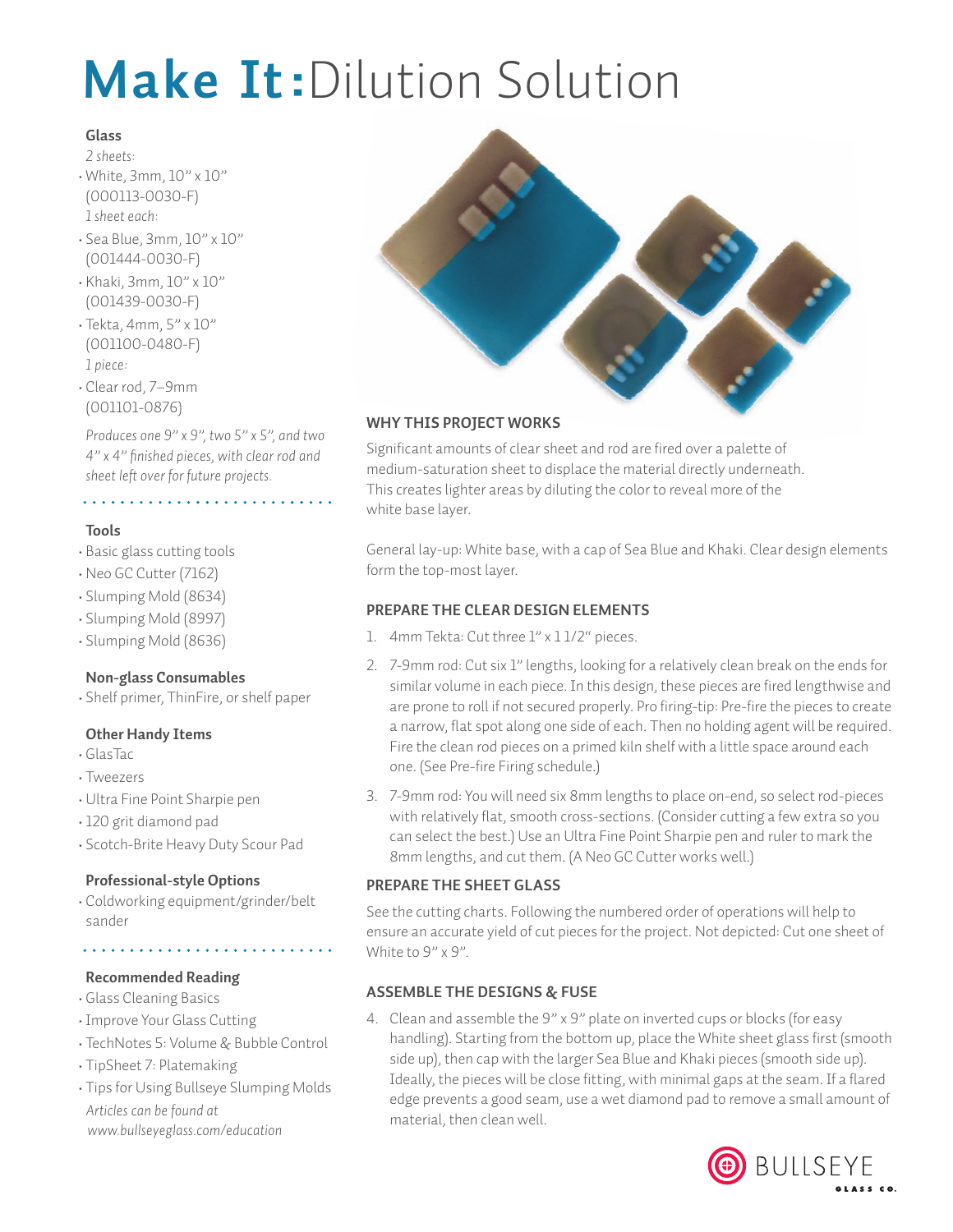# Make It: Dilution Solution

## Glass

*2 sheets:*

- White, 3mm, 10" x 10" (000113-0030-F)

*1 sheet each:*

- Sea Blue, 3mm, 10" x 10" (001444-0030-F)
- Khaki, 3mm, 10" x 10" (001439-0030-F)
- Tekta, 4mm, 5" x 10" (001100-0480-F)

*1 piece:*

- Clear rod, 7–9mm (001101-0876)

*Produces one 9" x 9", two 5" x 5", and two 4" x 4" finished pieces, with clear rod and sheet left over for future projects.*

## Tools

- Basic glass cutting tools
- Neo GC Cutter (7162)
- Slumping Mold (8634)
- Slumping Mold (8997)
- Slumping Mold (8636)

## Non-glass Consumables

- Shelf primer, ThinFire, or shelf paper

## Other Handy Items

- GlasTac
- Tweezers
- Ultra Fine Point Sharpie pen
- 120 grit diamond pad
- Scotch-Brite Heavy Duty Scour Pad

## Professional-style Options

- Coldworking equipment/grinder/belt sander

## Recommended Reading

- Glass Cleaning Basics
- Improve Your Glass Cutting
- TechNotes 5: Volume & Bubble Control
- TipSheet 7: Platemaking
- Tips for Using Bullseye Slumping Molds

*Articles can be found at www.bullseyeglass.com/education*

## WHY THIS PROJECT WORKS

Significant amounts of clear sheet and rod are fired over a palette of medium-saturation sheet to displace the material directly underneath. This creates lighter areas by diluting the color to reveal more of the white base layer.

General lay-up: White base, with a cap of Sea Blue and Khaki. Clear design elements form the top-most layer.

## PREPARE THE CLEAR DESIGN ELEMENTS

1. 4mm Tekta: Cut three 1" x 1 1/2" pieces.
2. 7-9mm rod: Cut six 1" lengths, looking for a relatively clean break on the ends for similar volume in each piece. In this design, these pieces are fired lengthwise and are prone to roll if not secured properly. Pro firing-tip: Pre-fire the pieces to create a narrow, flat spot along one side of each. Then no holding agent will be required. Fire the clean rod pieces on a primed kiln shelf with a little space around each one. (See Pre-fire Firing schedule.)
3. 7-9mm rod: You will need six 8mm lengths to place on-end, so select rod-pieces with relatively flat, smooth cross-sections. (Consider cutting a few extra so you can select the best.) Use an Ultra Fine Point Sharpie pen and ruler to mark the 8mm lengths, and cut them. (A Neo GC Cutter works well.)

## PREPARE THE SHEET GLASS

See the cutting charts. Following the numbered order of operations will help to ensure an accurate yield of cut pieces for the project. Not depicted: Cut one sheet of White to 9" x 9".

## ASSEMBLE THE DESIGNS & FUSE

4. Clean and assemble the 9" x 9" plate on inverted cups or blocks (for easy handling). Starting from the bottom up, place the White sheet glass first (smooth side up), then cap with the larger Sea Blue and Khaki pieces (smooth side up). Ideally, the pieces will be close fitting, with minimal gaps at the seam. If a flared edge prevents a good seam, use a wet diamond pad to remove a small amount of material, then clean well.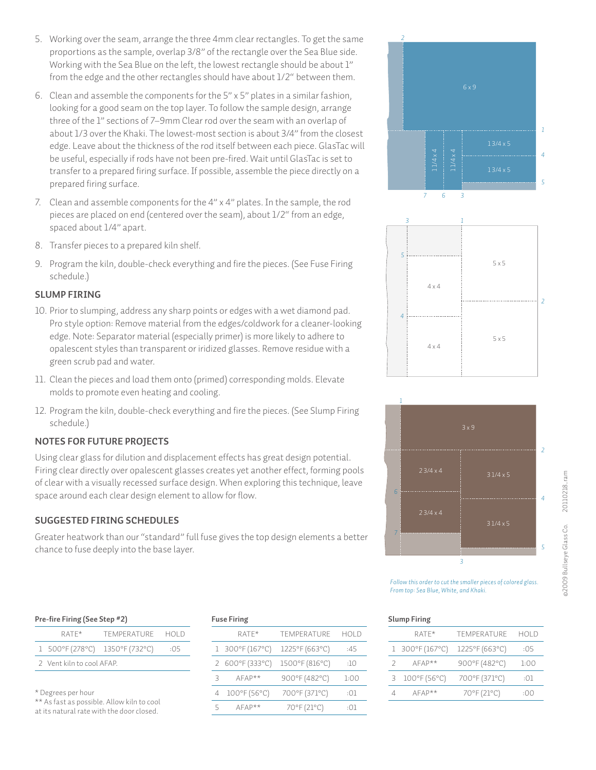5. Working over the seam, arrange the three 4mm clear rectangles. To get the same proportions as the sample, overlap 3/8" of the rectangle over the Sea Blue side. Working with the Sea Blue on the left, the lowest rectangle should be about 1" from the edge and the other rectangles should have about 1/2" between them.
6. Clean and assemble the components for the 5" x 5" plates in a similar fashion, looking for a good seam on the top layer. To follow the sample design, arrange three of the 1" sections of 7–9mm Clear rod over the seam with an overlap of about 1/3 over the Khaki. The lowest-most section is about 3/4" from the closest edge. Leave about the thickness of the rod itself between each piece. GlasTac will be useful, especially if rods have not been pre-fired. Wait until GlasTac is set to transfer to a prepared firing surface. If possible, assemble the piece directly on a prepared firing surface.
7. Clean and assemble components for the 4" x 4" plates. In the sample, the rod pieces are placed on end (centered over the seam), about 1/2" from an edge, spaced about 1/4" apart.
8. Transfer pieces to a prepared kiln shelf.
9. Program the kiln, double-check everything and fire the pieces. (See Fuse Firing schedule.)

## SLUMP FIRING

10. Prior to slumping, address any sharp points or edges with a wet diamond pad. Pro style option: Remove material from the edges/coldwork for a cleaner-looking edge. Note: Separator material (especially primer) is more likely to adhere to opalescent styles than transparent or iridized glasses. Remove residue with a green scrub pad and water.
11. Clean the pieces and load them onto (primed) corresponding molds. Elevate molds to promote even heating and cooling.
12. Program the kiln, double-check everything and fire the pieces. (See Slump Firing schedule.)

## NOTES FOR FUTURE PROJECTS

Using clear glass for dilution and displacement effects has great design potential. Firing clear directly over opalescent glasses creates yet another effect, forming pools of clear with a visually recessed surface design. When exploring this technique, leave space around each clear design element to allow for flow.

## SUGGESTED FIRING SCHEDULES

Greater heatwork than our "standard" full fuse gives the top design elements a better chance to fuse deeply into the base layer.

2
6 x 9
1
1 1/4 x 4
1 1/4 x 4
1 3/4 x 5
4
1 3/4 x 5
5
7 6 3

3 1
5
5 x 5
4 x 4
2
4
4 x 4
5 x 5

1
3 x 9
2
2 3/4 x 4
3 1/4 x 5
6
4
2 3/4 x 4
3 1/4 x 5
7
5
3

*Follow this order to cut the smaller pieces of colored glass. From top: Sea Blue, White, and Khaki.*

**Pre-fire Firing (See Step #2)**

| | RATE* | TEMPERATURE | HOLD |
|---|---|---|---|
| 1 | 500°F (278°C) | 1350°F (732°C) | :05 |
| 2 | Vent kiln to cool AFAP. | | |

\* Degrees per hour
\*\* As fast as possible. Allow kiln to cool at its natural rate with the door closed.

**Fuse Firing**

| | RATE* | TEMPERATURE | HOLD |
|---|---|---|---|
| 1 | 300°F (167°C) | 1225°F (663°C) | :45 |
| 2 | 600°F (333°C) | 1500°F (816°C) | :10 |
| 3 | AFAP** | 900°F (482°C) | 1:00 |
| 4 | 100°F (56°C) | 700°F (371°C) | :01 |
| 5 | AFAP** | 70°F (21°C) | :01 |

**Slump Firing**

| | RATE* | TEMPERATURE | HOLD |
|---|---|---|---|
| 1 | 300°F (167°C) | 1225°F (663°C) | :05 |
| 2 | AFAP** | 900°F (482°C) | 1:00 |
| 3 | 100°F (56°C) | 700°F (371°C) | :01 |
| 4 | AFAP** | 70°F (21°C) | :00 |

©2009 Bullseye Glass Co. 20110218.ram